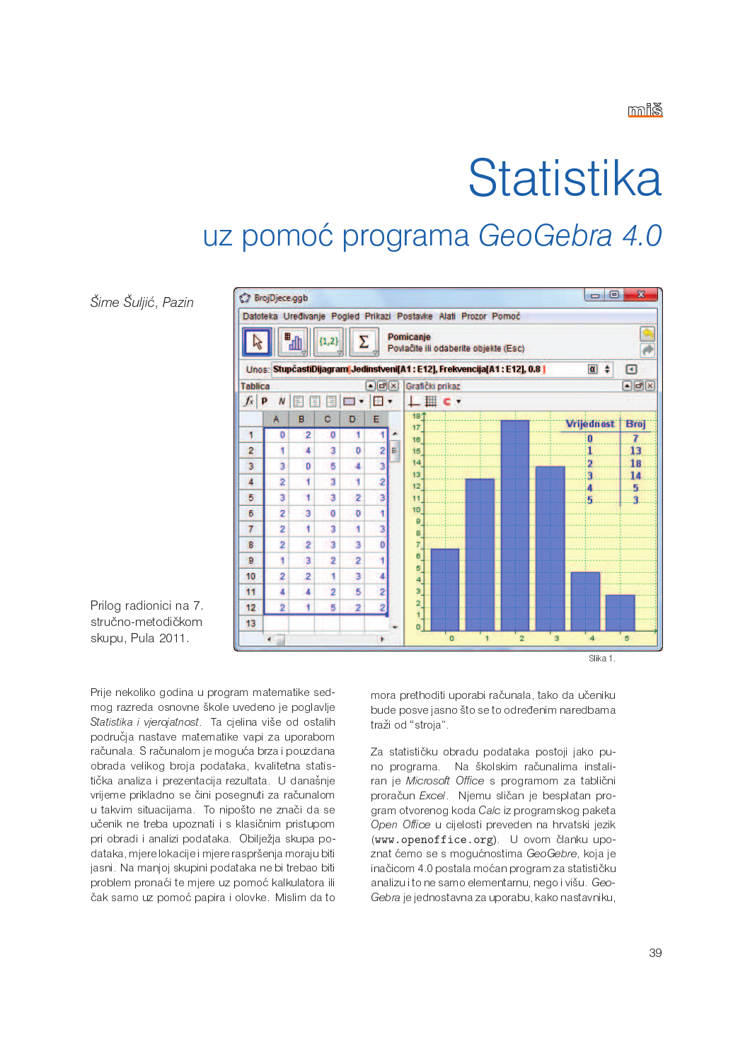# Statistika

## uz pomoć programa *GeoGebra 4.0*

*Šime Šuljić, Pazin*

Prilog radionici na 7. stručno-metodičkom skupu, Pula 2011.

Slika 1.

Prije nekoliko godina u program matematike sedmog razreda osnovne škole uvedeno je poglavlje *Statistika i vjerojatnost*. Ta cjelina više od ostalih područja nastave matematike vapi za uporabom računala. S računalom je moguća brza i pouzdana obrada velikog broja podataka, kvalitetna statistička analiza i prezentacija rezultata. U današnje vrijeme prikladno se čini posegnuti za računalom u takvim situacijama. To nipošto ne znači da se učenik ne treba upoznati i s klasičnim pristupom pri obradi i analizi podataka. Obilježja skupa podataka, mjere lokacije i mjere raspršenja moraju biti jasni. Na manjoj skupini podataka ne bi trebao biti problem pronaći te mjere uz pomoć kalkulatora ili čak samo uz pomoć papira i olovke. Mislim da to mora prethoditi uporabi računala, tako da učeniku bude posve jasno što se to određenim naredbama traži od "stroja".

Za statističku obradu podataka postoji jako puno programa. Na školskim računalima instaliran je *Microsoft Office* s programom za tablični proračun *Excel*. Njemu sličan je besplatan program otvorenog koda *Calc* iz programskog paketa *Open Office* u cijelosti preveden na hrvatski jezik (`www.openoffice.org`). U ovom članku upoznat ćemo se s mogućnostima *GeoGebre*, koja je inačicom 4.0 postala moćan program za statističku analizu i to ne samo elementarnu, nego i višu. *GeoGebra* je jednostavna za uporabu, kako nastavniku,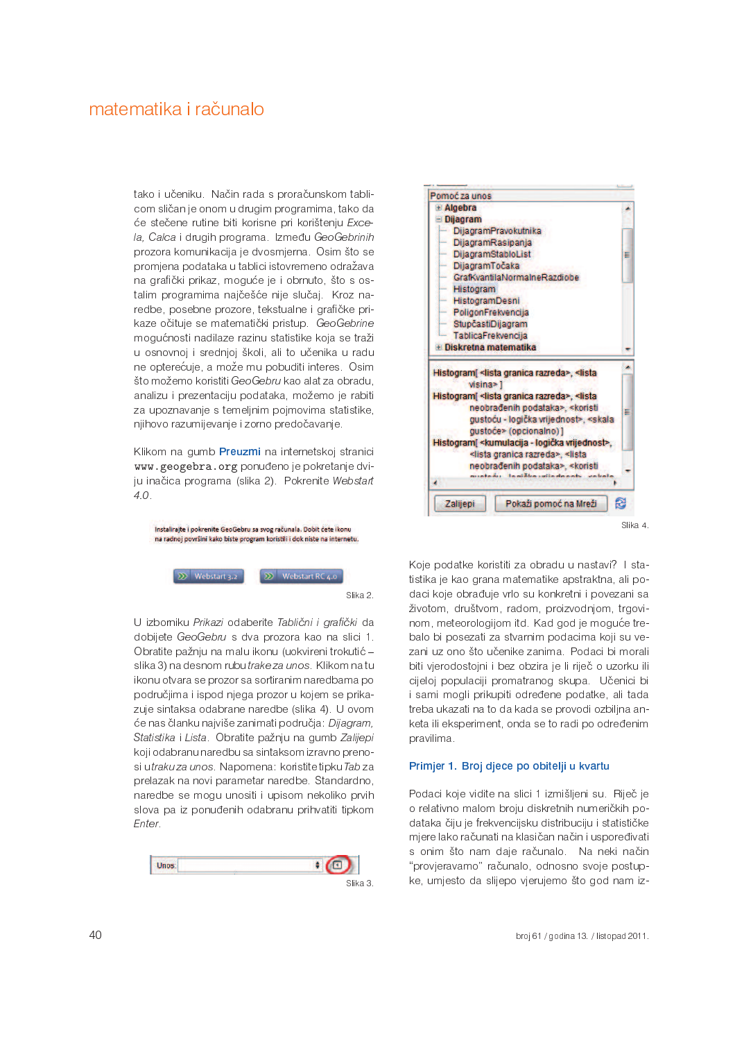tako i učeniku. Način rada s proračunskom tablicom sličan je onom u drugim programima, tako da će stečene rutine biti korisne pri korištenju *Excela, Calca* i drugih programa. Između *GeoGebrinih* prozora komunikacija je dvosmjerna. Osim što se promjena podataka u tablici istovremeno odražava na grafički prikaz, moguće je i obrnuto, što s ostalim programima najčešće nije slučaj. Kroz naredbe, posebne prozore, tekstualne i grafičke prikaze očituje se matematički pristup. *GeoGebrine* mogućnosti nadilaze razinu statistike koja se traži u osnovnoj i srednjoj školi, ali to učenika u radu ne opterećuje, a može mu pobuditi interes. Osim što možemo koristiti *GeoGebru* kao alat za obradu, analizu i prezentaciju podataka, možemo je rabiti za upoznavanje s temeljnim pojmovima statistike, njihovo razumijevanje i zorno predočavanje.

Klikom na gumb **Preuzmi** na internetskoj stranici `www.geogebra.org` ponuđeno je pokretanje dviju inačica programa (slika 2). Pokrenite *Webstart 4.0*.

Instalirajte i pokrenite GeoGebru sa svog računala. Dobit ćete ikonu na radnoj površini kako biste program koristili i dok niste na internetu.

Webstart 3.2 | Webstart RC 4.0

Slika 2.

U izborniku *Prikazi* odaberite *Tablični i grafički* da dobijete *GeoGebru* s dva prozora kao na slici 1. Obratite pažnju na malu ikonu (uokvireni trokutić – slika 3) na desnom rubu *trake za unos*. Klikom na tu ikonu otvara se prozor sa sortiranim naredbama po područjima i ispod njega prozor u kojem se prikazuje sintaksa odabrane naredbe (slika 4). U ovom će nas članku najviše zanimati područja: *Dijagram, Statistika* i *Lista*. Obratite pažnju na gumb *Zalijepi* koji odabranu naredbu sa sintaksom izravno prenosi u *traku za unos*. Napomena: koristite tipku *Tab* za prelazak na novi parametar naredbe. Standardno, naredbe se mogu unositi i upisom nekoliko prvih slova pa iz ponuđenih odabranu prihvatiti tipkom *Enter*.

Unos:

Slika 3.

Pomoć za unos
- Algebra
- Dijagram
  - DijagramPravokutnika
  - DijagramRasipanja
  - DijagramStabloList
  - DijagramTočaka
  - GrafKvantilaNormalneRazdiobe
  - Histogram
  - HistogramDesni
  - PoligonFrekvencija
  - StupčastiDijagram
  - TablicaFrekvencija
- Diskretna matematika

Histogram[ <lista granica razreda>, <lista visina> ]
Histogram[ <lista granica razreda>, <lista neobrađenih podataka>, <koristi gustoću - logička vrijednost>, <skala gustoće> (opcionalno) ]
Histogram[ <kumulacija - logička vrijednost>, <lista granica razreda>, <lista neobrađenih podataka>, <koristi ...

Zalijepi | Pokaži pomoć na Mreži

Slika 4.

Koje podatke koristiti za obradu u nastavi? I statistika je kao grana matematike apstraktna, ali podaci koje obrađuje vrlo su konkretni i povezani sa životom, društvom, radom, proizvodnjom, trgovinom, meteorologijom itd. Kad god je moguće trebalo bi posezati za stvarnim podacima koji su vezani uz ono što učenike zanima. Podaci bi morali biti vjerodostojni i bez obzira je li riječ o uzorku ili cijeloj populaciji promatranog skupa. Učenici bi i sami mogli prikupiti određene podatke, ali tada treba ukazati na to da kada se provodi ozbiljna anketa ili eksperiment, onda se to radi po određenim pravilima.

### Primjer 1. Broj djece po obitelji u kvartu

Podaci koje vidite na slici 1 izmišljeni su. Riječ je o relativno malom broju diskretnih numeričkih podataka čiju je frekvencijsku distribuciju i statističke mjere lako računati na klasičan način i uspoređivati s onim što nam daje računalo. Na neki način "provjeravamo" računalo, odnosno svoje postupke, umjesto da slijepo vjerujemo što god nam iz-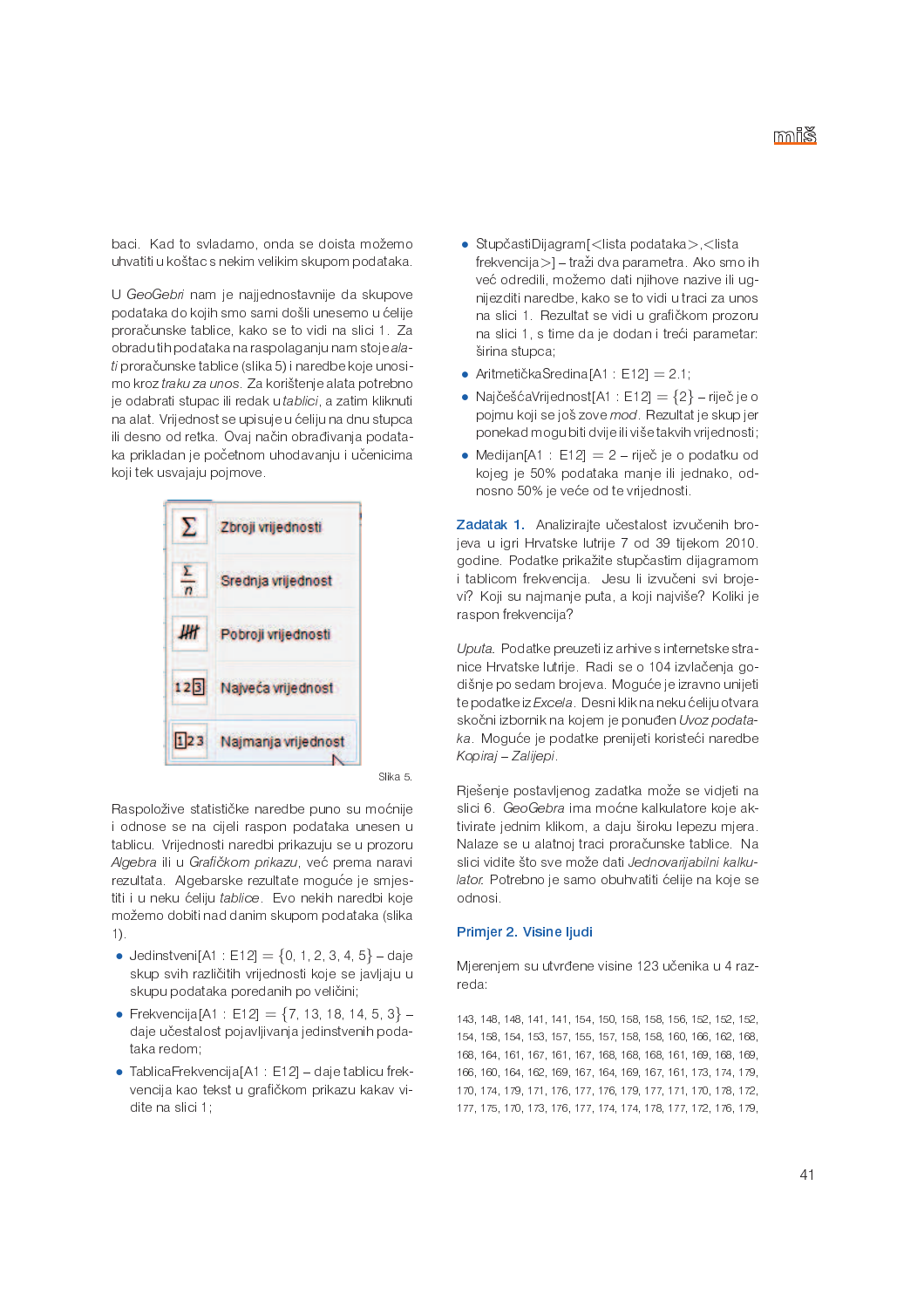baci. Kad to svladamo, onda se doista možemo uhvatiti u koštac s nekim velikim skupom podataka.

U *GeoGebri* nam je najjednostavnije da skupove podataka do kojih smo sami došli unesemo u ćelije proračunske tablice, kako se to vidi na slici 1. Za obradu tih podataka na raspolaganju nam stoje *alati* proračunske tablice (slika 5) i naredbe koje unosimo kroz *traku za unos*. Za korištenje alata potrebno je odabrati stupac ili redak u *tablici*, a zatim kliknuti na alat. Vrijednost se upisuje u ćeliju na dnu stupca ili desno od retka. Ovaj način obrađivanja podataka prikladan je početnom uhodavanju i učenicima koji tek usvajaju pojmove.

Zbroji vrijednosti
Srednja vrijednost
Pobroji vrijednosti
Najveća vrijednost
Najmanja vrijednost

Slika 5.

Raspoložive statističke naredbe puno su moćnije i odnose se na cijeli raspon podataka unesen u tablicu. Vrijednosti naredbi prikazuju se u prozoru *Algebra* ili u *Grafičkom prikazu*, već prema naravi rezultata. Algebarske rezultate moguće je smjestiti i u neku ćeliju *tablice*. Evo nekih naredbi koje možemo dobiti nad danim skupom podataka (slika 1).

- Jedinstveni[A1 : E12] $= \{0, 1, 2, 3, 4, 5\}$ – daje skup svih različitih vrijednosti koje se javljaju u skupu podataka poredanih po veličini;
- Frekvencija[A1 : E12] $= \{7, 13, 18, 14, 5, 3\}$ – daje učestalost pojavljivanja jedinstvenih podataka redom;
- TablicaFrekvencija[A1 : E12] – daje tablicu frekvencija kao tekst u grafičkom prikazu kakav vidite na slici 1;
- StupčastiDijagram[<lista podataka>,<lista frekvencija>] – traži dva parametra. Ako smo ih već odredili, možemo dati njihove nazive ili ugnijezditi naredbe, kako se to vidi u traci za unos na slici 1. Rezultat se vidi u grafičkom prozoru na slici 1, s time da je dodan i treći parametar: širina stupca;
- AritmetičkaSredina[A1 : E12] $= 2.1$;
- NajčešćaVrijednost[A1 : E12] $= \{2\}$ – riječ je o pojmu koji se još zove *mod*. Rezultat je skup jer ponekad mogu biti dvije ili više takvih vrijednosti;
- Medijan[A1 : E12] $= 2$ – riječ je o podatku od kojeg je 50% podataka manje ili jednako, odnosno 50% je veće od te vrijednosti.

**Zadatak 1.** Analizirajte učestalost izvučenih brojeva u igri Hrvatske lutrije 7 od 39 tijekom 2010. godine. Podatke prikažite stupčastim dijagramom i tablicom frekvencija. Jesu li izvučeni svi brojevi? Koji su najmanje puta, a koji najviše? Koliki je raspon frekvencija?

*Uputa.* Podatke preuzeti iz arhive s internetske stranice Hrvatske lutrije. Radi se o 104 izvlačenja godišnje po sedam brojeva. Moguće je izravno unijeti te podatke iz *Excela*. Desni klik na neku ćeliju otvara skočni izbornik na kojem je ponuđen *Uvoz podataka*. Moguće je podatke prenijeti koristeći naredbe *Kopiraj – Zalijepi*.

Rješenje postavljenog zadatka može se vidjeti na slici 6. *GeoGebra* ima moćne kalkulatore koje aktivirate jednim klikom, a daju široku lepezu mjera. Nalaze se u alatnoj traci proračunske tablice. Na slici vidite što sve može dati *Jednovarijabilni kalkulator.* Potrebno je samo obuhvatiti ćelije na koje se odnosi.

### Primjer 2. Visine ljudi

Mjerenjem su utvrđene visine 123 učenika u 4 razreda:

143, 148, 148, 141, 141, 154, 150, 158, 158, 156, 152, 152, 152, 154, 158, 154, 153, 157, 155, 157, 158, 158, 160, 166, 162, 168, 168, 164, 161, 167, 161, 167, 168, 168, 168, 161, 169, 168, 169, 166, 160, 164, 162, 169, 167, 164, 169, 167, 161, 173, 174, 179, 170, 174, 179, 171, 176, 177, 176, 179, 177, 171, 170, 178, 172, 177, 175, 170, 173, 176, 177, 174, 174, 178, 177, 172, 176, 179,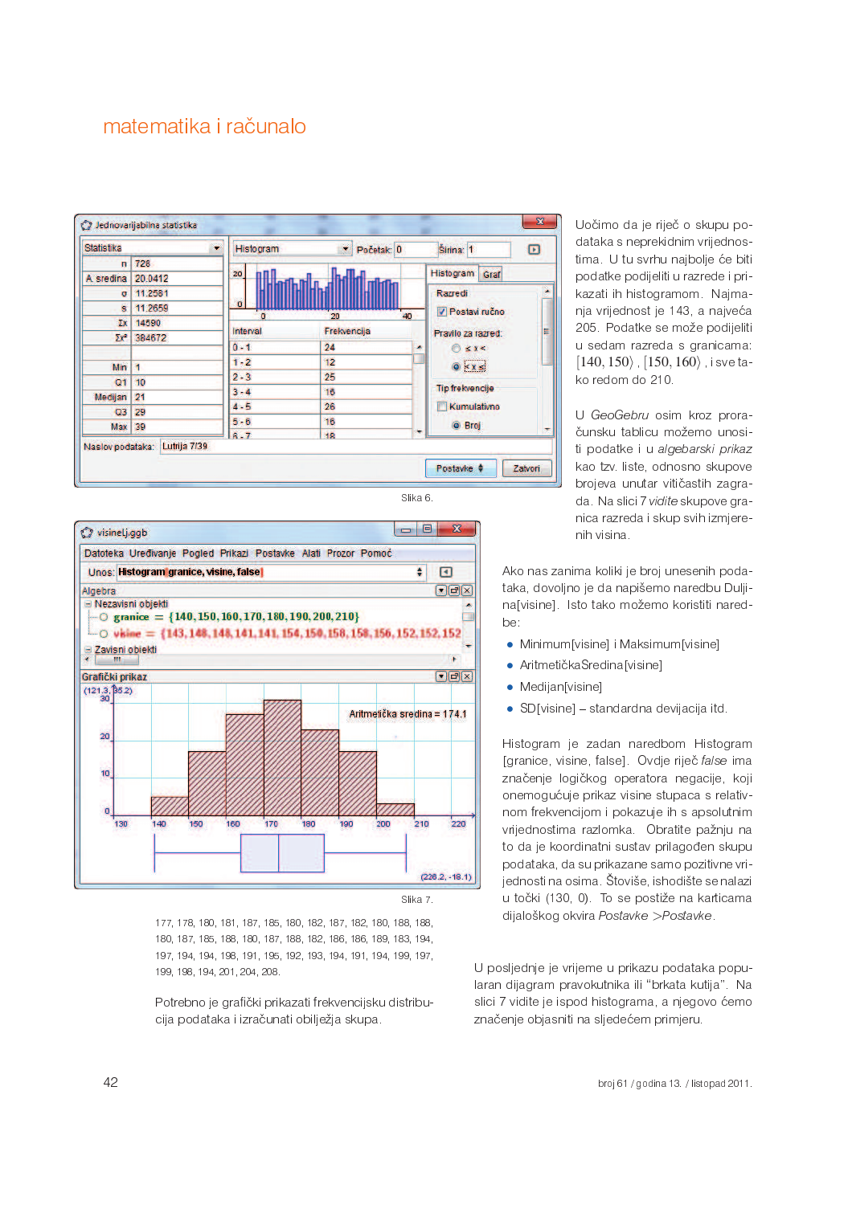Slika 6.

Slika 7.

177, 178, 180, 181, 187, 185, 180, 182, 187, 182, 180, 188, 188, 180, 187, 185, 188, 180, 187, 182, 186, 186, 189, 183, 194, 197, 194, 194, 198, 191, 195, 192, 193, 194, 191, 194, 199, 197, 199, 198, 194, 201, 204, 208.

Potrebno je grafički prikazati frekvencijsku distribucija podataka i izračunati obilježja skupa.

Uočimo da je riječ o skupu podataka s neprekidnim vrijednostima. U tu svrhu najbolje će biti podatke podijeliti u razrede i prikazati ih histogramom. Najmanja vrijednost je 143, a najveća 205. Podatke se može podijeliti u sedam razreda s granicama: $[140, 150\rangle$ , $[150, 160\rangle$ , i sve tako redom do 210.

U *GeoGebru* osim kroz proračunsku tablicu možemo unositi podatke i u *algebarski prikaz* kao tzv. liste, odnosno skupove brojeva unutar vitičastih zagrada. Na slici 7 *vidite* skupove granica razreda i skup svih izmjerenih visina.

Ako nas zanima koliki je broj unesenih podataka, dovoljno je da napišemo naredbu Duljina[visine]. Isto tako možemo koristiti naredbe:

- Minimum[visine] i Maksimum[visine]
- AritmetičkaSredina[visine]
- Medijan[visine]
- SD[visine] – standardna devijacija itd.

Histogram je zadan naredbom Histogram [granice, visine, false]. Ovdje riječ *false* ima značenje logičkog operatora negacije, koji onemogućuje prikaz visine stupaca s relativnom frekvencijom i pokazuje ih s apsolutnim vrijednostima razlomka. Obratite pažnju na to da je koordinatni sustav prilagođen skupu podataka, da su prikazane samo pozitivne vrijednosti na osima. Štoviše, ishodište se nalazi u točki (130, 0). To se postiže na karticama dijaloškog okvira *Postavke* >*Postavke*.

U posljednje je vrijeme u prikazu podataka popularan dijagram pravokutnika ili "brkata kutija". Na slici 7 vidite je ispod histograma, a njegovo ćemo značenje objasniti na sljedećem primjeru.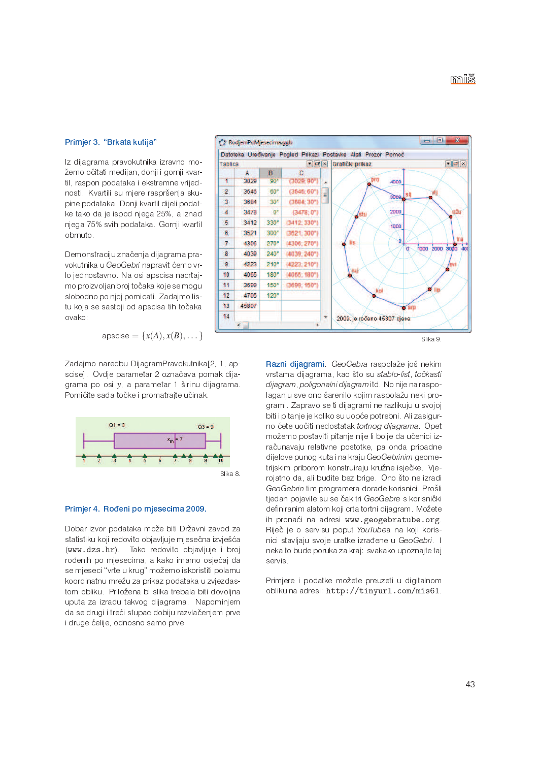### Primjer 3. "Brkata kutija"

Iz dijagrama pravokutnika izravno možemo očitati medijan, donji i gornji kvartil, raspon podataka i ekstremne vrijednosti. Kvartili su mjere raspršenja skupine podataka. Donji kvartil dijeli podatke tako da je ispod njega 25%, a iznad njega 75% svih podataka. Gornji kvartil obrnuto.

Demonstraciju značenja dijagrama pravokutnika u *GeoGebri* napravit ćemo vrlo jednostavno. Na osi apscisa nacrtajmo proizvoljan broj točaka koje se mogu slobodno po njoj pomicati. Zadajmo listu koja se sastoji od apscisa tih točaka ovako:

$$\text{apscise} = \{x(A), x(B), \dots\}$$

Zadajmo naredbu DijagramPravokutnika[2, 1, apscise]. Ovdje parametar 2 označava pomak dijagrama po osi $y$, a parametar 1 širinu dijagrama. Pomičite sada točke i promatrajte učinak.

Q1 = 3
Q3 = 9
$x_m$ = 7
1 2 3 4 5 6 7 8 9 10

Slika 8.

### Primjer 4. Rođeni po mjesecima 2009.

Dobar izvor podataka može biti Državni zavod za statistiku koji redovito objavljuje mjesečna izvješća (www.dzs.hr). Tako redovito objavljuje i broj rođenih po mjesecima, a kako imamo osjećaj da se mjeseci "vrte u krug" možemo iskoristiti polarnu koordinatnu mrežu za prikaz podataka u zvjezdastom obliku. Priložena bi slika trebala biti dovoljna uputa za izradu takvog dijagrama. Napominjem da se drugi i treći stupac dobiju razvlačenjem prve i druge ćelije, odnosno samo prve.

RodjeniPoMjesecima.ggb
Datoteka Uređivanje Pogled Prikazi Postavke Alati Prozor Pomoć
Tablica
Grafički prikaz

| | A | B | C |
|---|---|---|---|
| 1 | 3029 | 90° | (3029; 90°) |
| 2 | 3646 | 60° | (3646; 60°) |
| 3 | 3684 | 30° | (3684; 30°) |
| 4 | 3478 | 0° | (3478; 0°) |
| 5 | 3412 | 330° | (3412; 330°) |
| 6 | 3521 | 300° | (3521; 300°) |
| 7 | 4306 | 270° | (4306; 270°) |
| 8 | 4039 | 240° | (4039; 240°) |
| 9 | 4223 | 210° | (4223; 210°) |
| 10 | 4065 | 180° | (4065; 180°) |
| 11 | 3699 | 150° | (3699; 150°) |
| 12 | 4705 | 120° | |
| 13 | 45807 | | |
| 14 | | | |

sij, vlj, ožu, tra, svi, lip, srp, kol, ruj, lis, stu, pro
0 1000 2000 3000 4000
2009. je rođeno 45807 djece

Slika 9.

**Razni dijagrami.** *GeoGebra* raspolaže još nekim vrstama dijagrama, kao što su *stablo-list*, *točkasti dijagram*, *poligonalni dijagram* itd. No nije na raspolaganju sve ono šarenilo kojim raspolažu neki programi. Zapravo se ti dijagrami ne razlikuju u svojoj biti i pitanje je koliko su uopće potrebni. Ali zasigurno ćete uočiti nedostatak *tortnog dijagrama*. Opet možemo postaviti pitanje nije li bolje da učenici izračunavaju relativne postotke, pa onda pripadne dijelove punog kuta i na kraju *GeoGebrinim* geometrijskim priborom konstruiraju kružne isječke. Vjerojatno da, ali budite bez brige. Ono što ne izradi *GeoGebrin* tim programera dorade korisnici. Prošli tjedan pojavile su se čak tri *GeoGebre* s korisnički definiranim alatom koji crta tortni dijagram. Možete ih pronaći na adresi www.geogebratube.org. Riječ je o servisu poput *YouTubea* na koji korisnici stavljaju svoje uratke izrađene u *GeoGebri*. I neka to bude poruka za kraj: svakako upoznajte taj servis.

Primjere i podatke možete preuzeti u digitalnom obliku na adresi: http://tinyurl.com/mis61.